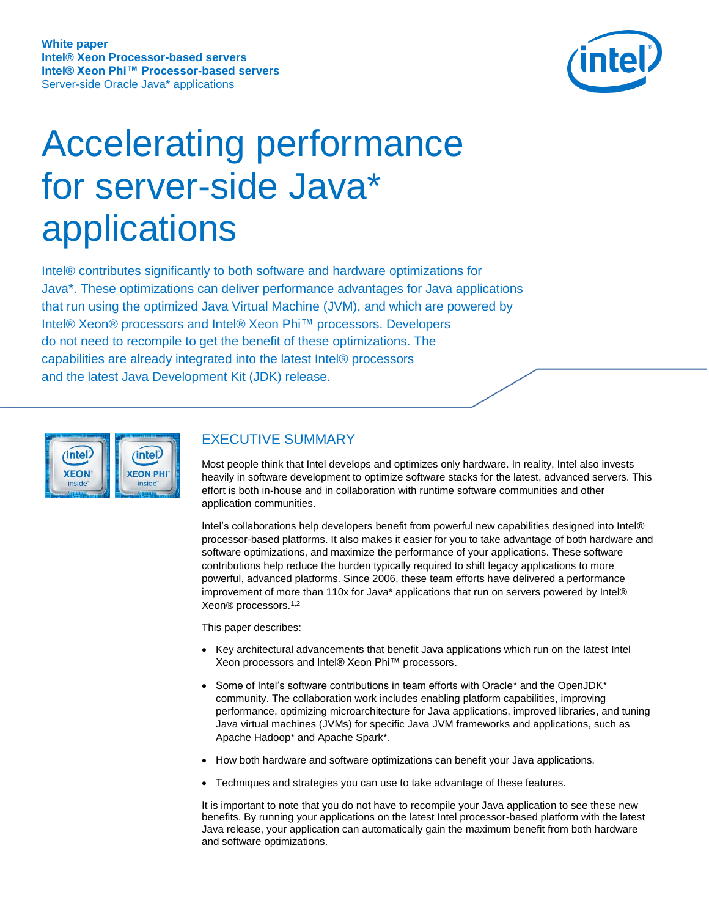**White paper**
**Intel® Xeon Processor-based servers**
**Intel® Xeon Phi™ Processor-based servers**
Server-side Oracle Java* applications

# Accelerating performance for server-side Java* applications

Intel® contributes significantly to both software and hardware optimizations for Java*. These optimizations can deliver performance advantages for Java applications that run using the optimized Java Virtual Machine (JVM), and which are powered by Intel® Xeon® processors and Intel® Xeon Phi™ processors. Developers do not need to recompile to get the benefit of these optimizations. The capabilities are already integrated into the latest Intel® processors and the latest Java Development Kit (JDK) release.

## EXECUTIVE SUMMARY

Most people think that Intel develops and optimizes only hardware. In reality, Intel also invests heavily in software development to optimize software stacks for the latest, advanced servers. This effort is both in-house and in collaboration with runtime software communities and other application communities.

Intel's collaborations help developers benefit from powerful new capabilities designed into Intel® processor-based platforms. It also makes it easier for you to take advantage of both hardware and software optimizations, and maximize the performance of your applications. These software contributions help reduce the burden typically required to shift legacy applications to more powerful, advanced platforms. Since 2006, these team efforts have delivered a performance improvement of more than 110x for Java* applications that run on servers powered by Intel® Xeon® processors.[1,2]

This paper describes:

- Key architectural advancements that benefit Java applications which run on the latest Intel Xeon processors and Intel® Xeon Phi™ processors.
- Some of Intel's software contributions in team efforts with Oracle* and the OpenJDK* community. The collaboration work includes enabling platform capabilities, improving performance, optimizing microarchitecture for Java applications, improved libraries, and tuning Java virtual machines (JVMs) for specific Java JVM frameworks and applications, such as Apache Hadoop* and Apache Spark*.
- How both hardware and software optimizations can benefit your Java applications.
- Techniques and strategies you can use to take advantage of these features.

It is important to note that you do not have to recompile your Java application to see these new benefits. By running your applications on the latest Intel processor-based platform with the latest Java release, your application can automatically gain the maximum benefit from both hardware and software optimizations.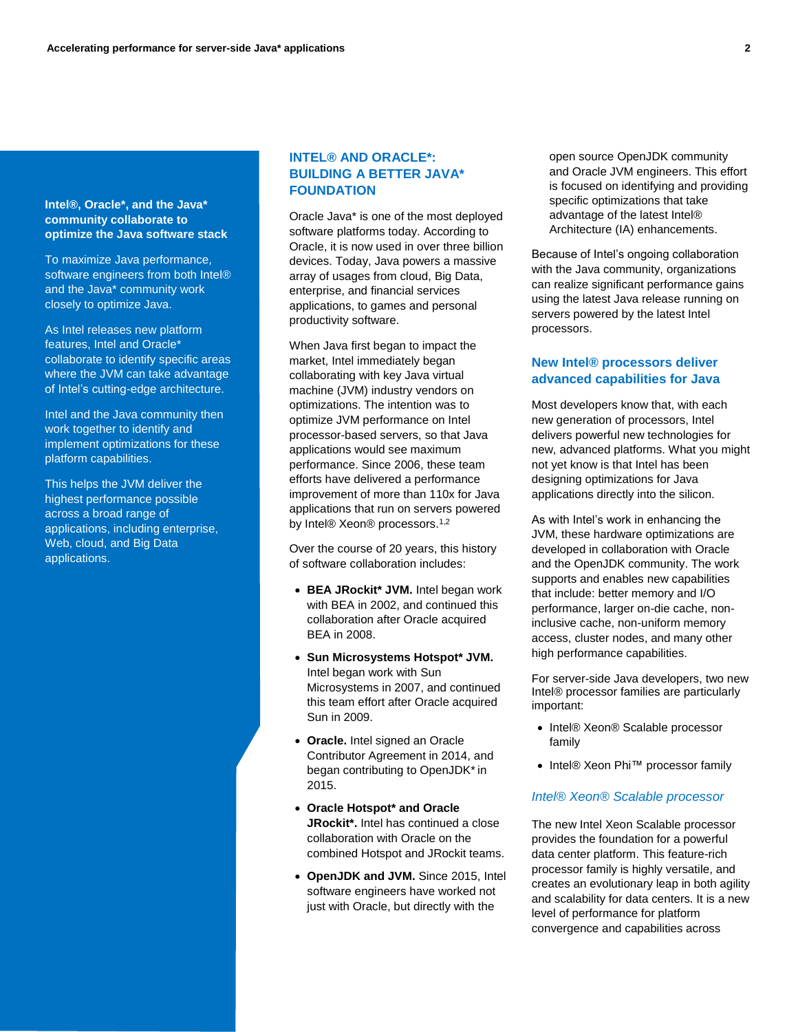**Intel®, Oracle*, and the Java* community collaborate to optimize the Java software stack**

To maximize Java performance, software engineers from both Intel® and the Java* community work closely to optimize Java.

As Intel releases new platform features, Intel and Oracle* collaborate to identify specific areas where the JVM can take advantage of Intel's cutting-edge architecture.

Intel and the Java community then work together to identify and implement optimizations for these platform capabilities.

This helps the JVM deliver the highest performance possible across a broad range of applications, including enterprise, Web, cloud, and Big Data applications.

## INTEL® AND ORACLE*: BUILDING A BETTER JAVA* FOUNDATION

Oracle Java* is one of the most deployed software platforms today. According to Oracle, it is now used in over three billion devices. Today, Java powers a massive array of usages from cloud, Big Data, enterprise, and financial services applications, to games and personal productivity software.

When Java first began to impact the market, Intel immediately began collaborating with key Java virtual machine (JVM) industry vendors on optimizations. The intention was to optimize JVM performance on Intel processor-based servers, so that Java applications would see maximum performance. Since 2006, these team efforts have delivered a performance improvement of more than 110x for Java applications that run on servers powered by Intel® Xeon® processors.[1,2]

Over the course of 20 years, this history of software collaboration includes:

- **BEA JRockit* JVM.** Intel began work with BEA in 2002, and continued this collaboration after Oracle acquired BEA in 2008.
- **Sun Microsystems Hotspot* JVM.** Intel began work with Sun Microsystems in 2007, and continued this team effort after Oracle acquired Sun in 2009.
- **Oracle.** Intel signed an Oracle Contributor Agreement in 2014, and began contributing to OpenJDK* in 2015.
- **Oracle Hotspot* and Oracle JRockit*.** Intel has continued a close collaboration with Oracle on the combined Hotspot and JRockit teams.
- **OpenJDK and JVM.** Since 2015, Intel software engineers have worked not just with Oracle, but directly with the open source OpenJDK community and Oracle JVM engineers. This effort is focused on identifying and providing specific optimizations that take advantage of the latest Intel® Architecture (IA) enhancements.

Because of Intel's ongoing collaboration with the Java community, organizations can realize significant performance gains using the latest Java release running on servers powered by the latest Intel processors.

## New Intel® processors deliver advanced capabilities for Java

Most developers know that, with each new generation of processors, Intel delivers powerful new technologies for new, advanced platforms. What you might not yet know is that Intel has been designing optimizations for Java applications directly into the silicon.

As with Intel's work in enhancing the JVM, these hardware optimizations are developed in collaboration with Oracle and the OpenJDK community. The work supports and enables new capabilities that include: better memory and I/O performance, larger on-die cache, non-inclusive cache, non-uniform memory access, cluster nodes, and many other high performance capabilities.

For server-side Java developers, two new Intel® processor families are particularly important:

- Intel® Xeon® Scalable processor family
- Intel® Xeon Phi™ processor family

### *Intel® Xeon® Scalable processor*

The new Intel Xeon Scalable processor provides the foundation for a powerful data center platform. This feature-rich processor family is highly versatile, and creates an evolutionary leap in both agility and scalability for data centers. It is a new level of performance for platform convergence and capabilities across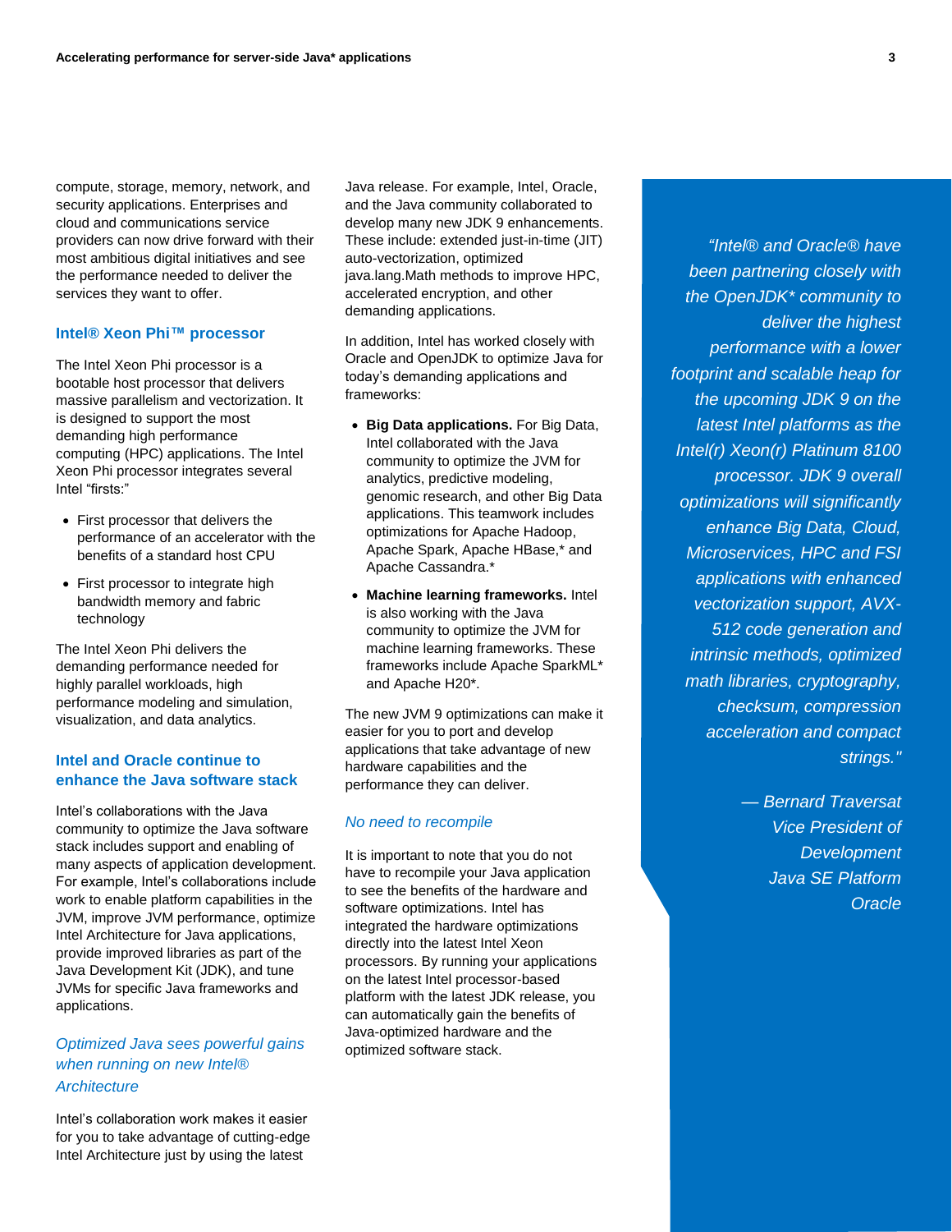compute, storage, memory, network, and security applications. Enterprises and cloud and communications service providers can now drive forward with their most ambitious digital initiatives and see the performance needed to deliver the services they want to offer.

### Intel® Xeon Phi™ processor

The Intel Xeon Phi processor is a bootable host processor that delivers massive parallelism and vectorization. It is designed to support the most demanding high performance computing (HPC) applications. The Intel Xeon Phi processor integrates several Intel "firsts:"

- First processor that delivers the performance of an accelerator with the benefits of a standard host CPU
- First processor to integrate high bandwidth memory and fabric technology

The Intel Xeon Phi delivers the demanding performance needed for highly parallel workloads, high performance modeling and simulation, visualization, and data analytics.

### Intel and Oracle continue to enhance the Java software stack

Intel's collaborations with the Java community to optimize the Java software stack includes support and enabling of many aspects of application development. For example, Intel's collaborations include work to enable platform capabilities in the JVM, improve JVM performance, optimize Intel Architecture for Java applications, provide improved libraries as part of the Java Development Kit (JDK), and tune JVMs for specific Java frameworks and applications.

#### *Optimized Java sees powerful gains when running on new Intel® Architecture*

Intel's collaboration work makes it easier for you to take advantage of cutting-edge Intel Architecture just by using the latest Java release. For example, Intel, Oracle, and the Java community collaborated to develop many new JDK 9 enhancements. These include: extended just-in-time (JIT) auto-vectorization, optimized java.lang.Math methods to improve HPC, accelerated encryption, and other demanding applications.

In addition, Intel has worked closely with Oracle and OpenJDK to optimize Java for today's demanding applications and frameworks:

- **Big Data applications.** For Big Data, Intel collaborated with the Java community to optimize the JVM for analytics, predictive modeling, genomic research, and other Big Data applications. This teamwork includes optimizations for Apache Hadoop, Apache Spark, Apache HBase,* and Apache Cassandra.*
- **Machine learning frameworks.** Intel is also working with the Java community to optimize the JVM for machine learning frameworks. These frameworks include Apache SparkML* and Apache H20*.

The new JVM 9 optimizations can make it easier for you to port and develop applications that take advantage of new hardware capabilities and the performance they can deliver.

#### *No need to recompile*

It is important to note that you do not have to recompile your Java application to see the benefits of the hardware and software optimizations. Intel has integrated the hardware optimizations directly into the latest Intel Xeon processors. By running your applications on the latest Intel processor-based platform with the latest JDK release, you can automatically gain the benefits of Java-optimized hardware and the optimized software stack.

> *"Intel® and Oracle® have been partnering closely with the OpenJDK* community to deliver the highest performance with a lower footprint and scalable heap for the upcoming JDK 9 on the latest Intel platforms as the Intel(r) Xeon(r) Platinum 8100 processor. JDK 9 overall optimizations will significantly enhance Big Data, Cloud, Microservices, HPC and FSI applications with enhanced vectorization support, AVX-512 code generation and intrinsic methods, optimized math libraries, cryptography, checksum, compression acceleration and compact strings."*
>
> *— Bernard Traversat*
> *Vice President of Development*
> *Java SE Platform*
> *Oracle*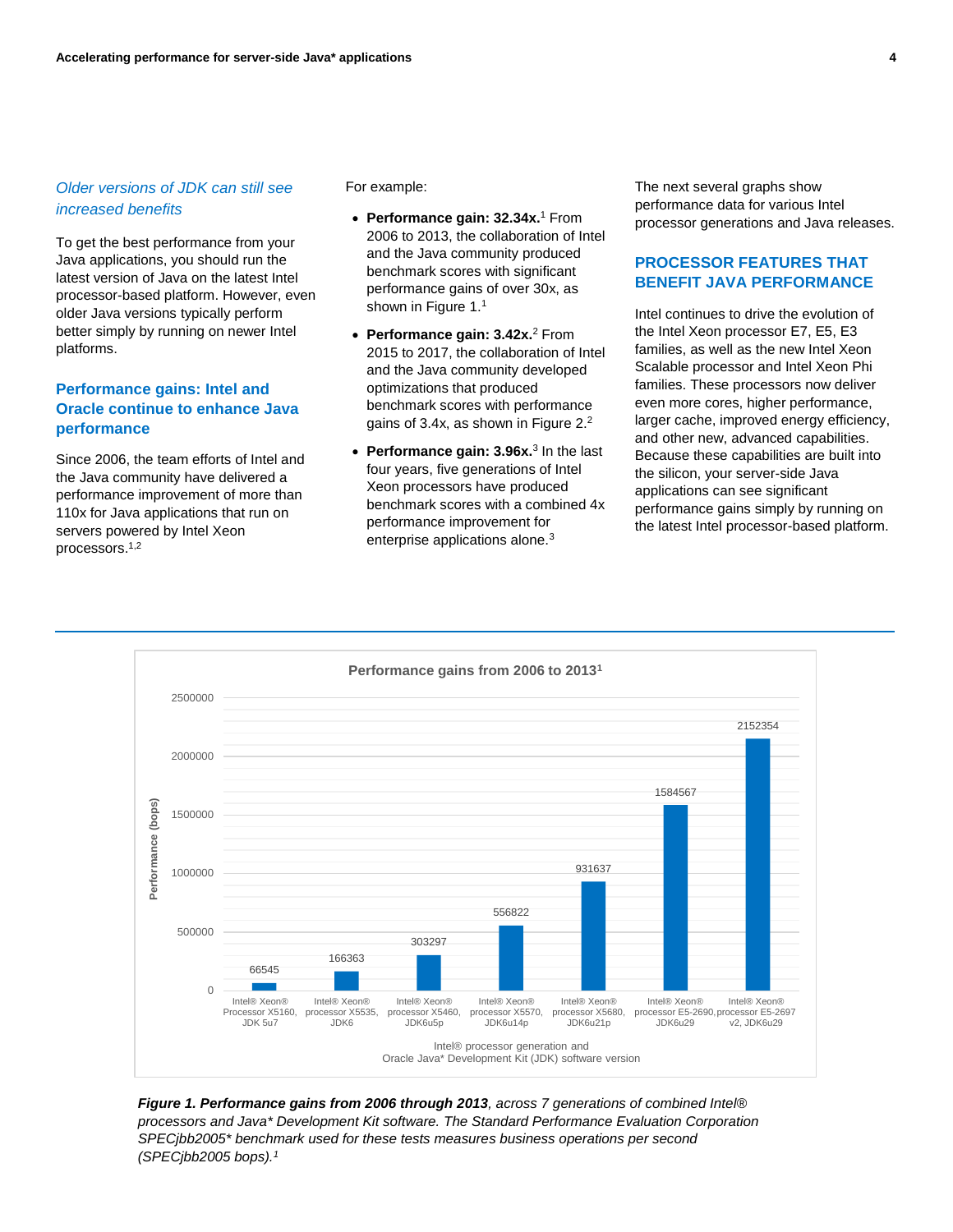*Older versions of JDK can still see increased benefits*

To get the best performance from your Java applications, you should run the latest version of Java on the latest Intel processor-based platform. However, even older Java versions typically perform better simply by running on newer Intel platforms.

### Performance gains: Intel and Oracle continue to enhance Java performance

Since 2006, the team efforts of Intel and the Java community have delivered a performance improvement of more than 110x for Java applications that run on servers powered by Intel Xeon processors.[1,2]

For example:

- **Performance gain: 32.34x.**[1] From 2006 to 2013, the collaboration of Intel and the Java community produced benchmark scores with significant performance gains of over 30x, as shown in Figure 1.[1]
- **Performance gain: 3.42x.**[2] From 2015 to 2017, the collaboration of Intel and the Java community developed optimizations that produced benchmark scores with performance gains of 3.4x, as shown in Figure 2.[2]
- **Performance gain: 3.96x.**[3] In the last four years, five generations of Intel Xeon processors have produced benchmark scores with a combined 4x performance improvement for enterprise applications alone.[3]

The next several graphs show performance data for various Intel processor generations and Java releases.

## PROCESSOR FEATURES THAT BENEFIT JAVA PERFORMANCE

Intel continues to drive the evolution of the Intel Xeon processor E7, E5, E3 families, as well as the new Intel Xeon Scalable processor and Intel Xeon Phi families. These processors now deliver even more cores, higher performance, larger cache, improved energy efficiency, and other new, advanced capabilities. Because these capabilities are built into the silicon, your server-side Java applications can see significant performance gains simply by running on the latest Intel processor-based platform.

**Performance gains from 2006 to 2013**[1]

| Intel® processor generation and Oracle Java* Development Kit (JDK) software version | Performance (bops) |
|---|---|
| Intel® Xeon® Processor X5160, JDK 5u7 | 66545 |
| Intel® Xeon® processor X5535, JDK6 | 166363 |
| Intel® Xeon® processor X5460, JDK6u5p | 303297 |
| Intel® Xeon® processor X5570, JDK6u14p | 556822 |
| Intel® Xeon® processor X5680, JDK6u21p | 931637 |
| Intel® Xeon® processor E5-2690, JDK6u29 | 1584567 |
| Intel® Xeon® processor E5-2697 v2, JDK6u29 | 2152354 |

***Figure 1. Performance gains from 2006 through 2013**, across 7 generations of combined Intel® processors and Java* Development Kit software. The Standard Performance Evaluation Corporation SPECjbb2005* benchmark used for these tests measures business operations per second (SPECjbb2005 bops).*[1]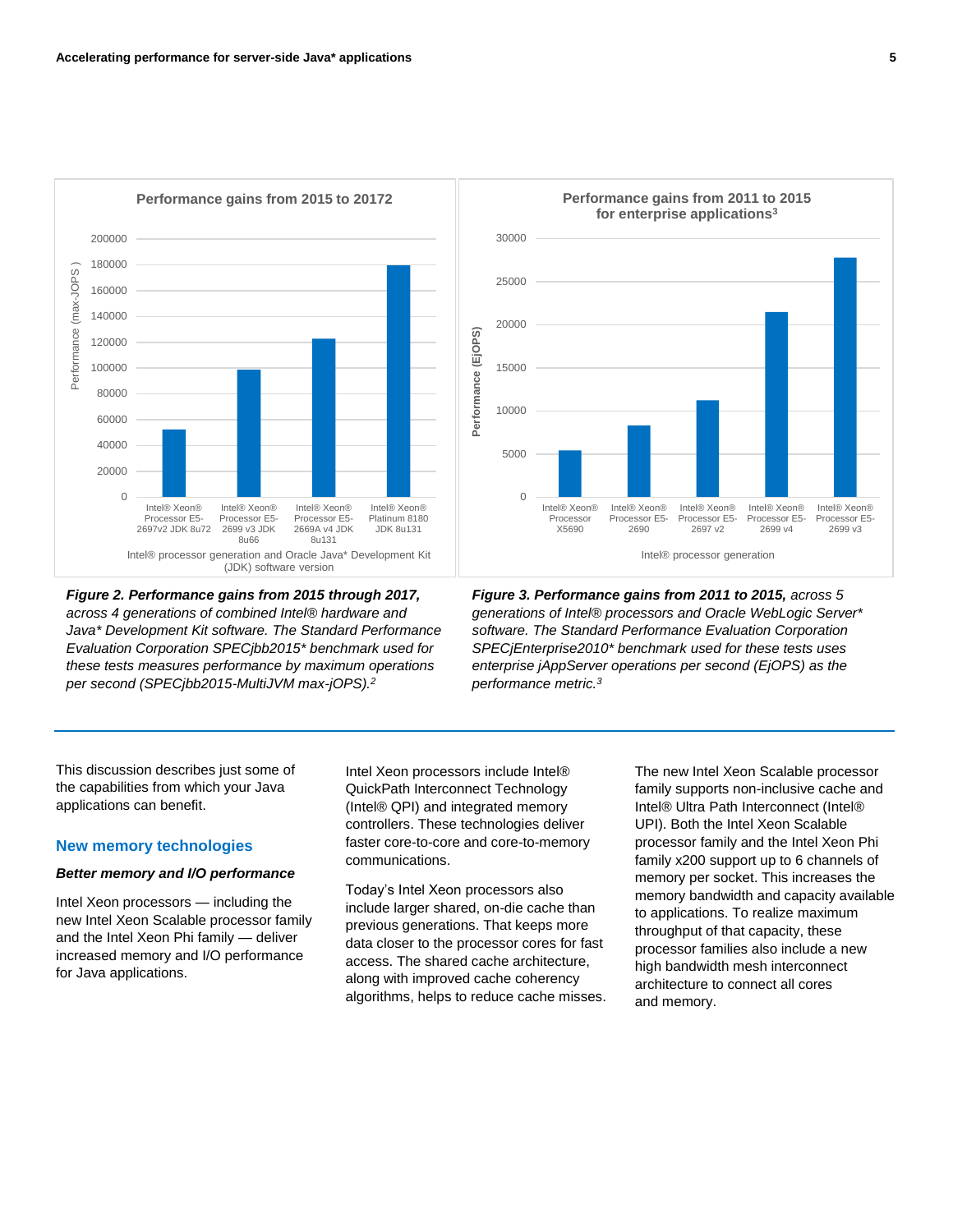*Performance gains from 2015 to 2017[2]*

*Performance gains from 2011 to 2015 for enterprise applications[3]*

***Figure 2. Performance gains from 2015 through 2017,*** *across 4 generations of combined Intel® hardware and Java* Development Kit software. The Standard Performance Evaluation Corporation SPECjbb2015* benchmark used for these tests measures performance by maximum operations per second (SPECjbb2015-MultiJVM max-jOPS).[2]*

***Figure 3. Performance gains from 2011 to 2015,*** *across 5 generations of Intel® processors and Oracle WebLogic Server* software. The Standard Performance Evaluation Corporation SPECjEnterprise2010* benchmark used for these tests uses enterprise jAppServer operations per second (EjOPS) as the performance metric.[3]*

This discussion describes just some of the capabilities from which your Java applications can benefit.

## New memory technologies

### *Better memory and I/O performance*

Intel Xeon processors — including the new Intel Xeon Scalable processor family and the Intel Xeon Phi family — deliver increased memory and I/O performance for Java applications.

Intel Xeon processors include Intel® QuickPath Interconnect Technology (Intel® QPI) and integrated memory controllers. These technologies deliver faster core-to-core and core-to-memory communications.

Today's Intel Xeon processors also include larger shared, on-die cache than previous generations. That keeps more data closer to the processor cores for fast access. The shared cache architecture, along with improved cache coherency algorithms, helps to reduce cache misses.

The new Intel Xeon Scalable processor family supports non-inclusive cache and Intel® Ultra Path Interconnect (Intel® UPI). Both the Intel Xeon Scalable processor family and the Intel Xeon Phi family x200 support up to 6 channels of memory per socket. This increases the memory bandwidth and capacity available to applications. To realize maximum throughput of that capacity, these processor families also include a new high bandwidth mesh interconnect architecture to connect all cores and memory.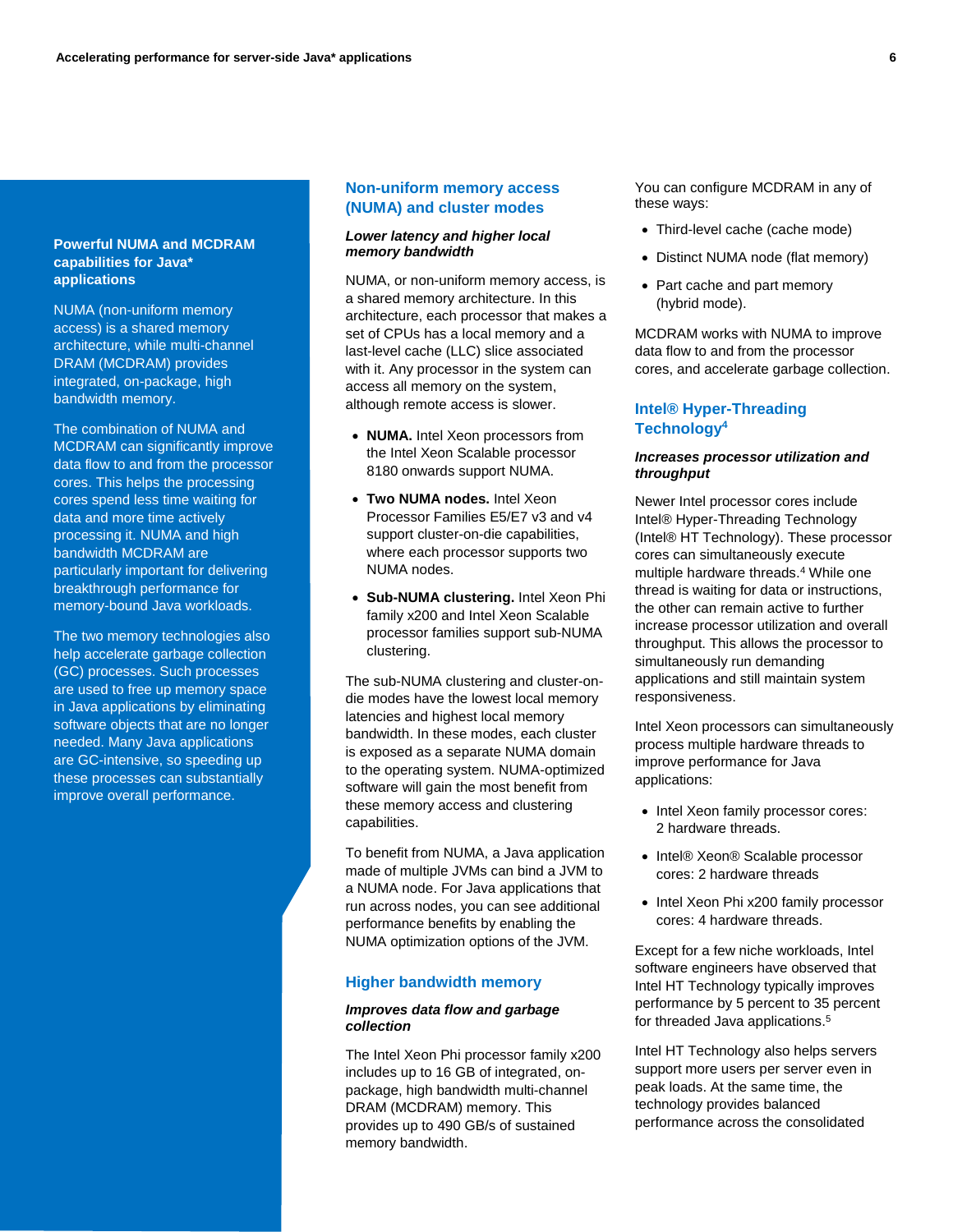**Powerful NUMA and MCDRAM capabilities for Java* applications**

NUMA (non-uniform memory access) is a shared memory architecture, while multi-channel DRAM (MCDRAM) provides integrated, on-package, high bandwidth memory.

The combination of NUMA and MCDRAM can significantly improve data flow to and from the processor cores. This helps the processing cores spend less time waiting for data and more time actively processing it. NUMA and high bandwidth MCDRAM are particularly important for delivering breakthrough performance for memory-bound Java workloads.

The two memory technologies also help accelerate garbage collection (GC) processes. Such processes are used to free up memory space in Java applications by eliminating software objects that are no longer needed. Many Java applications are GC-intensive, so speeding up these processes can substantially improve overall performance.

## Non-uniform memory access (NUMA) and cluster modes

***Lower latency and higher local memory bandwidth***

NUMA, or non-uniform memory access, is a shared memory architecture. In this architecture, each processor that makes a set of CPUs has a local memory and a last-level cache (LLC) slice associated with it. Any processor in the system can access all memory on the system, although remote access is slower.

- **NUMA.** Intel Xeon processors from the Intel Xeon Scalable processor 8180 onwards support NUMA.
- **Two NUMA nodes.** Intel Xeon Processor Families E5/E7 v3 and v4 support cluster-on-die capabilities, where each processor supports two NUMA nodes.
- **Sub-NUMA clustering.** Intel Xeon Phi family x200 and Intel Xeon Scalable processor families support sub-NUMA clustering.

The sub-NUMA clustering and cluster-on-die modes have the lowest local memory latencies and highest local memory bandwidth. In these modes, each cluster is exposed as a separate NUMA domain to the operating system. NUMA-optimized software will gain the most benefit from these memory access and clustering capabilities.

To benefit from NUMA, a Java application made of multiple JVMs can bind a JVM to a NUMA node. For Java applications that run across nodes, you can see additional performance benefits by enabling the NUMA optimization options of the JVM.

## Higher bandwidth memory

***Improves data flow and garbage collection***

The Intel Xeon Phi processor family x200 includes up to 16 GB of integrated, on-package, high bandwidth multi-channel DRAM (MCDRAM) memory. This provides up to 490 GB/s of sustained memory bandwidth.

You can configure MCDRAM in any of these ways:

- Third-level cache (cache mode)
- Distinct NUMA node (flat memory)
- Part cache and part memory (hybrid mode).

MCDRAM works with NUMA to improve data flow to and from the processor cores, and accelerate garbage collection.

## Intel® Hyper-Threading Technology[4]

***Increases processor utilization and throughput***

Newer Intel processor cores include Intel® Hyper-Threading Technology (Intel® HT Technology). These processor cores can simultaneously execute multiple hardware threads.[4] While one thread is waiting for data or instructions, the other can remain active to further increase processor utilization and overall throughput. This allows the processor to simultaneously run demanding applications and still maintain system responsiveness.

Intel Xeon processors can simultaneously process multiple hardware threads to improve performance for Java applications:

- Intel Xeon family processor cores: 2 hardware threads.
- Intel® Xeon® Scalable processor cores: 2 hardware threads
- Intel Xeon Phi x200 family processor cores: 4 hardware threads.

Except for a few niche workloads, Intel software engineers have observed that Intel HT Technology typically improves performance by 5 percent to 35 percent for threaded Java applications.[5]

Intel HT Technology also helps servers support more users per server even in peak loads. At the same time, the technology provides balanced performance across the consolidated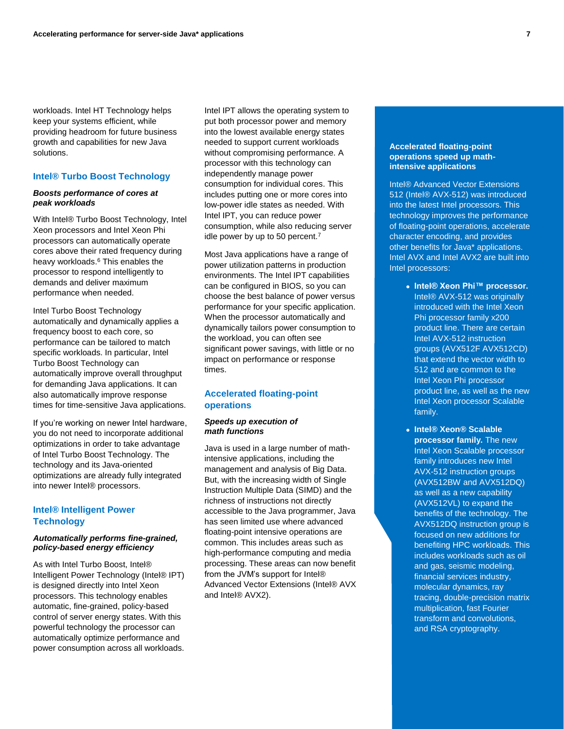workloads. Intel HT Technology helps keep your systems efficient, while providing headroom for future business growth and capabilities for new Java solutions.

## Intel® Turbo Boost Technology

***Boosts performance of cores at peak workloads***

With Intel® Turbo Boost Technology, Intel Xeon processors and Intel Xeon Phi processors can automatically operate cores above their rated frequency during heavy workloads.[6] This enables the processor to respond intelligently to demands and deliver maximum performance when needed.

Intel Turbo Boost Technology automatically and dynamically applies a frequency boost to each core, so performance can be tailored to match specific workloads. In particular, Intel Turbo Boost Technology can automatically improve overall throughput for demanding Java applications. It can also automatically improve response times for time-sensitive Java applications.

If you're working on newer Intel hardware, you do not need to incorporate additional optimizations in order to take advantage of Intel Turbo Boost Technology. The technology and its Java-oriented optimizations are already fully integrated into newer Intel® processors.

## Intel® Intelligent Power Technology

***Automatically performs fine-grained, policy-based energy efficiency***

As with Intel Turbo Boost, Intel® Intelligent Power Technology (Intel® IPT) is designed directly into Intel Xeon processors. This technology enables automatic, fine-grained, policy-based control of server energy states. With this powerful technology the processor can automatically optimize performance and power consumption across all workloads.

Intel IPT allows the operating system to put both processor power and memory into the lowest available energy states needed to support current workloads without compromising performance. A processor with this technology can independently manage power consumption for individual cores. This includes putting one or more cores into low-power idle states as needed. With Intel IPT, you can reduce power consumption, while also reducing server idle power by up to 50 percent.[7]

Most Java applications have a range of power utilization patterns in production environments. The Intel IPT capabilities can be configured in BIOS, so you can choose the best balance of power versus performance for your specific application. When the processor automatically and dynamically tailors power consumption to the workload, you can often see significant power savings, with little or no impact on performance or response times.

## Accelerated floating-point operations

***Speeds up execution of math functions***

Java is used in a large number of math-intensive applications, including the management and analysis of Big Data. But, with the increasing width of Single Instruction Multiple Data (SIMD) and the richness of instructions not directly accessible to the Java programmer, Java has seen limited use where advanced floating-point intensive operations are common. This includes areas such as high-performance computing and media processing. These areas can now benefit from the JVM's support for Intel® Advanced Vector Extensions (Intel® AVX and Intel® AVX2).

### Accelerated floating-point operations speed up math-intensive applications

Intel® Advanced Vector Extensions 512 (Intel® AVX-512) was introduced into the latest Intel processors. This technology improves the performance of floating-point operations, accelerate character encoding, and provides other benefits for Java* applications. Intel AVX and Intel AVX2 are built into Intel processors:

- **Intel® Xeon Phi™ processor.** Intel® AVX-512 was originally introduced with the Intel Xeon Phi processor family x200 product line. There are certain Intel AVX-512 instruction groups (AVX512F AVX512CD) that extend the vector width to 512 and are common to the Intel Xeon Phi processor product line, as well as the new Intel Xeon processor Scalable family.
- **Intel® Xeon® Scalable processor family.** The new Intel Xeon Scalable processor family introduces new Intel AVX-512 instruction groups (AVX512BW and AVX512DQ) as well as a new capability (AVX512VL) to expand the benefits of the technology. The AVX512DQ instruction group is focused on new additions for benefiting HPC workloads. This includes workloads such as oil and gas, seismic modeling, financial services industry, molecular dynamics, ray tracing, double-precision matrix multiplication, fast Fourier transform and convolutions, and RSA cryptography.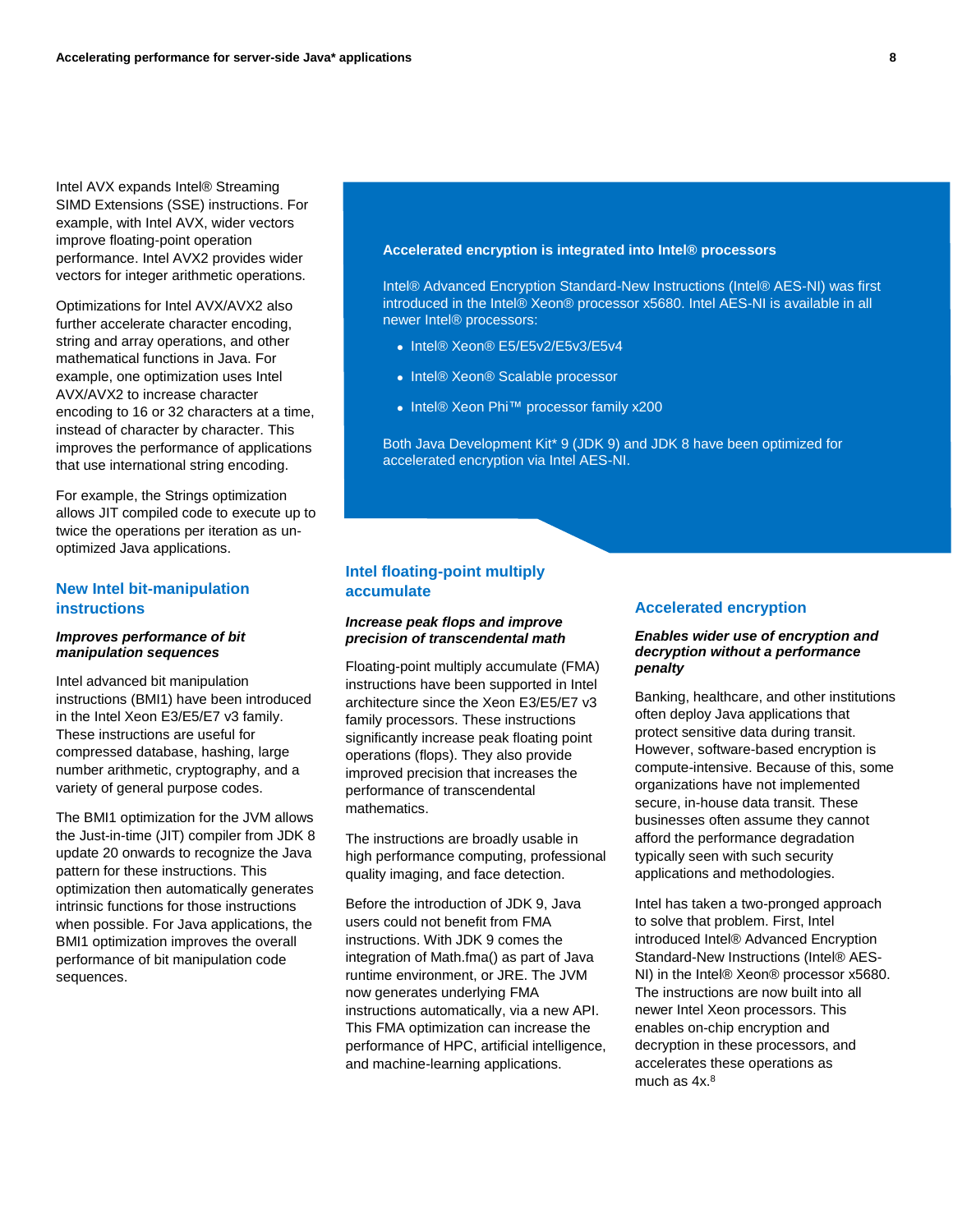Intel AVX expands Intel® Streaming SIMD Extensions (SSE) instructions. For example, with Intel AVX, wider vectors improve floating-point operation performance. Intel AVX2 provides wider vectors for integer arithmetic operations.

Optimizations for Intel AVX/AVX2 also further accelerate character encoding, string and array operations, and other mathematical functions in Java. For example, one optimization uses Intel AVX/AVX2 to increase character encoding to 16 or 32 characters at a time, instead of character by character. This improves the performance of applications that use international string encoding.

For example, the Strings optimization allows JIT compiled code to execute up to twice the operations per iteration as un-optimized Java applications.

## New Intel bit-manipulation instructions

***Improves performance of bit manipulation sequences***

Intel advanced bit manipulation instructions (BMI1) have been introduced in the Intel Xeon E3/E5/E7 v3 family. These instructions are useful for compressed database, hashing, large number arithmetic, cryptography, and a variety of general purpose codes.

The BMI1 optimization for the JVM allows the Just-in-time (JIT) compiler from JDK 8 update 20 onwards to recognize the Java pattern for these instructions. This optimization then automatically generates intrinsic functions for those instructions when possible. For Java applications, the BMI1 optimization improves the overall performance of bit manipulation code sequences.

**Accelerated encryption is integrated into Intel® processors**

Intel® Advanced Encryption Standard-New Instructions (Intel® AES-NI) was first introduced in the Intel® Xeon® processor x5680. Intel AES-NI is available in all newer Intel® processors:

- Intel® Xeon® E5/E5v2/E5v3/E5v4
- Intel® Xeon® Scalable processor
- Intel® Xeon Phi™ processor family x200

Both Java Development Kit* 9 (JDK 9) and JDK 8 have been optimized for accelerated encryption via Intel AES-NI.

## Intel floating-point multiply accumulate

***Increase peak flops and improve precision of transcendental math***

Floating-point multiply accumulate (FMA) instructions have been supported in Intel architecture since the Xeon E3/E5/E7 v3 family processors. These instructions significantly increase peak floating point operations (flops). They also provide improved precision that increases the performance of transcendental mathematics.

The instructions are broadly usable in high performance computing, professional quality imaging, and face detection.

Before the introduction of JDK 9, Java users could not benefit from FMA instructions. With JDK 9 comes the integration of Math.fma() as part of Java runtime environment, or JRE. The JVM now generates underlying FMA instructions automatically, via a new API. This FMA optimization can increase the performance of HPC, artificial intelligence, and machine-learning applications.

## Accelerated encryption

***Enables wider use of encryption and decryption without a performance penalty***

Banking, healthcare, and other institutions often deploy Java applications that protect sensitive data during transit. However, software-based encryption is compute-intensive. Because of this, some organizations have not implemented secure, in-house data transit. These businesses often assume they cannot afford the performance degradation typically seen with such security applications and methodologies.

Intel has taken a two-pronged approach to solve that problem. First, Intel introduced Intel® Advanced Encryption Standard-New Instructions (Intel® AES-NI) in the Intel® Xeon® processor x5680. The instructions are now built into all newer Intel Xeon processors. This enables on-chip encryption and decryption in these processors, and accelerates these operations as much as 4x.[8]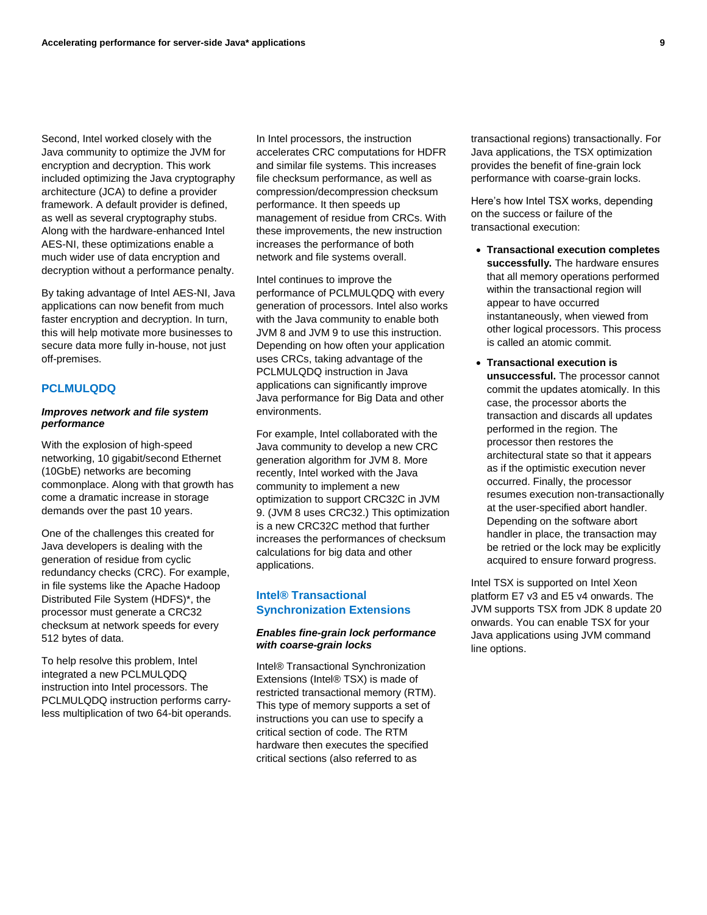Second, Intel worked closely with the Java community to optimize the JVM for encryption and decryption. This work included optimizing the Java cryptography architecture (JCA) to define a provider framework. A default provider is defined, as well as several cryptography stubs. Along with the hardware-enhanced Intel AES-NI, these optimizations enable a much wider use of data encryption and decryption without a performance penalty.

By taking advantage of Intel AES-NI, Java applications can now benefit from much faster encryption and decryption. In turn, this will help motivate more businesses to secure data more fully in-house, not just off-premises.

## PCLMULQDQ

***Improves network and file system performance***

With the explosion of high-speed networking, 10 gigabit/second Ethernet (10GbE) networks are becoming commonplace. Along with that growth has come a dramatic increase in storage demands over the past 10 years.

One of the challenges this created for Java developers is dealing with the generation of residue from cyclic redundancy checks (CRC). For example, in file systems like the Apache Hadoop Distributed File System (HDFS)*, the processor must generate a CRC32 checksum at network speeds for every 512 bytes of data.

To help resolve this problem, Intel integrated a new PCLMULQDQ instruction into Intel processors. The PCLMULQDQ instruction performs carry-less multiplication of two 64-bit operands. In Intel processors, the instruction accelerates CRC computations for HDFR and similar file systems. This increases file checksum performance, as well as compression/decompression checksum performance. It then speeds up management of residue from CRCs. With these improvements, the new instruction increases the performance of both network and file systems overall.

Intel continues to improve the performance of PCLMULQDQ with every generation of processors. Intel also works with the Java community to enable both JVM 8 and JVM 9 to use this instruction. Depending on how often your application uses CRCs, taking advantage of the PCLMULQDQ instruction in Java applications can significantly improve Java performance for Big Data and other environments.

For example, Intel collaborated with the Java community to develop a new CRC generation algorithm for JVM 8. More recently, Intel worked with the Java community to implement a new optimization to support CRC32C in JVM 9. (JVM 8 uses CRC32.) This optimization is a new CRC32C method that further increases the performances of checksum calculations for big data and other applications.

## Intel® Transactional Synchronization Extensions

***Enables fine-grain lock performance with coarse-grain locks***

Intel® Transactional Synchronization Extensions (Intel® TSX) is made of restricted transactional memory (RTM). This type of memory supports a set of instructions you can use to specify a critical section of code. The RTM hardware then executes the specified critical sections (also referred to as transactional regions) transactionally. For Java applications, the TSX optimization provides the benefit of fine-grain lock performance with coarse-grain locks.

Here's how Intel TSX works, depending on the success or failure of the transactional execution:

- **Transactional execution completes successfully.** The hardware ensures that all memory operations performed within the transactional region will appear to have occurred instantaneously, when viewed from other logical processors. This process is called an atomic commit.
- **Transactional execution is unsuccessful.** The processor cannot commit the updates atomically. In this case, the processor aborts the transaction and discards all updates performed in the region. The processor then restores the architectural state so that it appears as if the optimistic execution never occurred. Finally, the processor resumes execution non-transactionally at the user-specified abort handler. Depending on the software abort handler in place, the transaction may be retried or the lock may be explicitly acquired to ensure forward progress.

Intel TSX is supported on Intel Xeon platform E7 v3 and E5 v4 onwards. The JVM supports TSX from JDK 8 update 20 onwards. You can enable TSX for your Java applications using JVM command line options.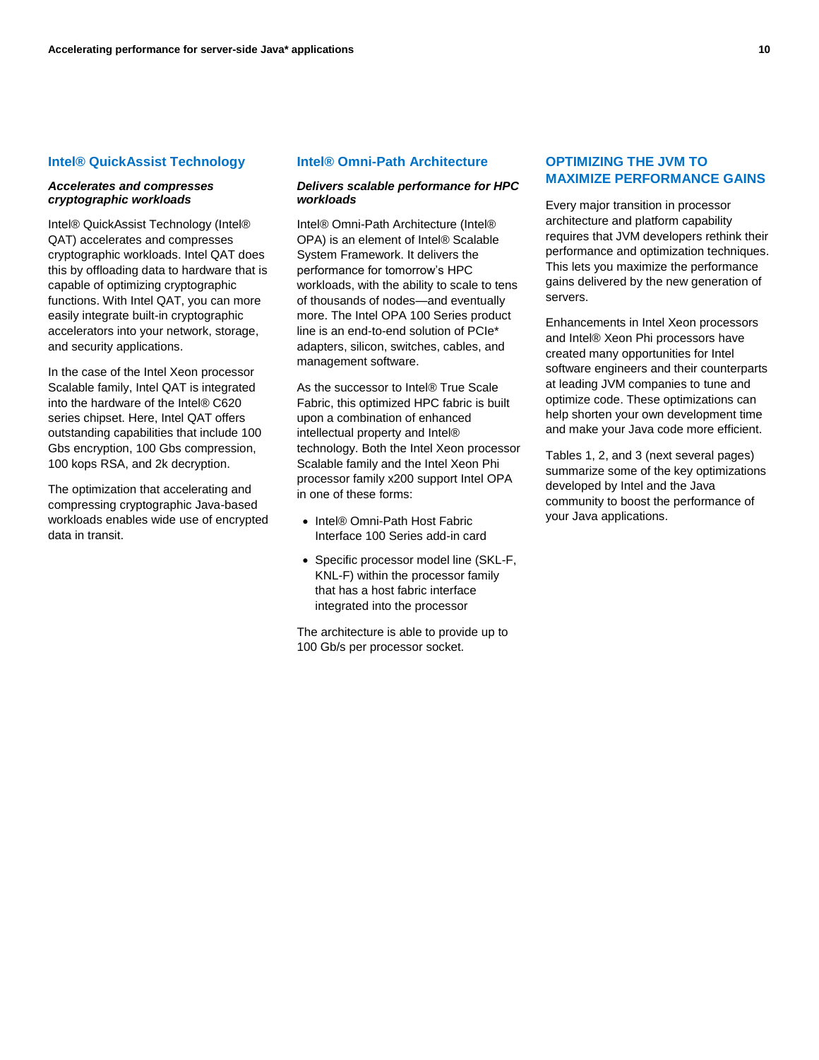### Intel® QuickAssist Technology

***Accelerates and compresses cryptographic workloads***

Intel® QuickAssist Technology (Intel® QAT) accelerates and compresses cryptographic workloads. Intel QAT does this by offloading data to hardware that is capable of optimizing cryptographic functions. With Intel QAT, you can more easily integrate built-in cryptographic accelerators into your network, storage, and security applications.

In the case of the Intel Xeon processor Scalable family, Intel QAT is integrated into the hardware of the Intel® C620 series chipset. Here, Intel QAT offers outstanding capabilities that include 100 Gbs encryption, 100 Gbs compression, 100 kops RSA, and 2k decryption.

The optimization that accelerating and compressing cryptographic Java-based workloads enables wide use of encrypted data in transit.

### Intel® Omni-Path Architecture

***Delivers scalable performance for HPC workloads***

Intel® Omni-Path Architecture (Intel® OPA) is an element of Intel® Scalable System Framework. It delivers the performance for tomorrow's HPC workloads, with the ability to scale to tens of thousands of nodes—and eventually more. The Intel OPA 100 Series product line is an end-to-end solution of PCIe* adapters, silicon, switches, cables, and management software.

As the successor to Intel® True Scale Fabric, this optimized HPC fabric is built upon a combination of enhanced intellectual property and Intel® technology. Both the Intel Xeon processor Scalable family and the Intel Xeon Phi processor family x200 support Intel OPA in one of these forms:

- Intel® Omni-Path Host Fabric Interface 100 Series add-in card
- Specific processor model line (SKL-F, KNL-F) within the processor family that has a host fabric interface integrated into the processor

The architecture is able to provide up to 100 Gb/s per processor socket.

## OPTIMIZING THE JVM TO MAXIMIZE PERFORMANCE GAINS

Every major transition in processor architecture and platform capability requires that JVM developers rethink their performance and optimization techniques. This lets you maximize the performance gains delivered by the new generation of servers.

Enhancements in Intel Xeon processors and Intel® Xeon Phi processors have created many opportunities for Intel software engineers and their counterparts at leading JVM companies to tune and optimize code. These optimizations can help shorten your own development time and make your Java code more efficient.

Tables 1, 2, and 3 (next several pages) summarize some of the key optimizations developed by Intel and the Java community to boost the performance of your Java applications.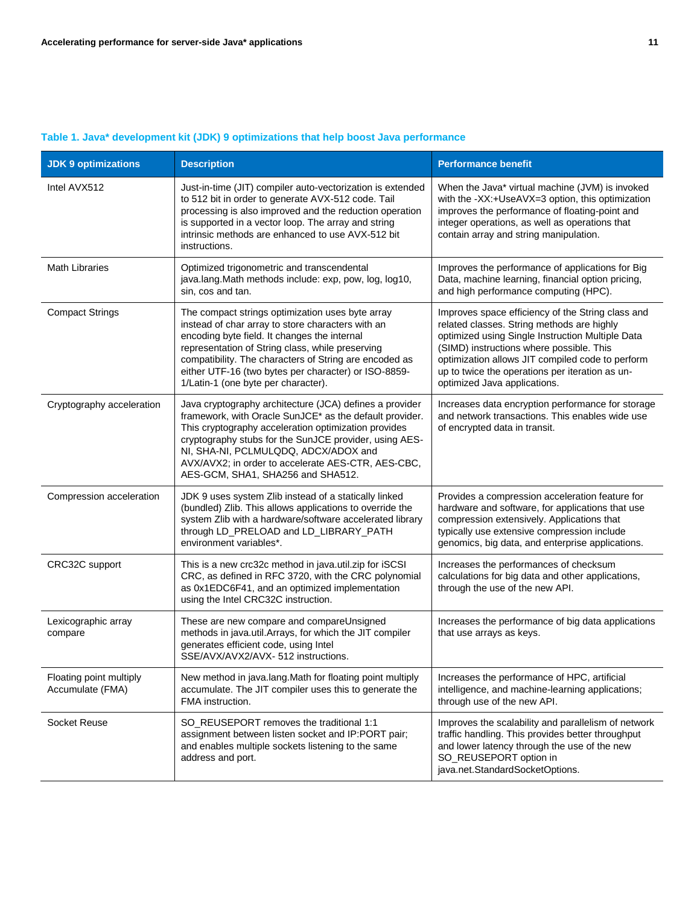**Table 1. Java* development kit (JDK) 9 optimizations that help boost Java performance**

| JDK 9 optimizations | Description | Performance benefit |
|---|---|---|
| Intel AVX512 | Just-in-time (JIT) compiler auto-vectorization is extended to 512 bit in order to generate AVX-512 code. Tail processing is also improved and the reduction operation is supported in a vector loop. The array and string intrinsic methods are enhanced to use AVX-512 bit instructions. | When the Java* virtual machine (JVM) is invoked with the -XX:+UseAVX=3 option, this optimization improves the performance of floating-point and integer operations, as well as operations that contain array and string manipulation. |
| Math Libraries | Optimized trigonometric and transcendental java.lang.Math methods include: exp, pow, log, log10, sin, cos and tan. | Improves the performance of applications for Big Data, machine learning, financial option pricing, and high performance computing (HPC). |
| Compact Strings | The compact strings optimization uses byte array instead of char array to store characters with an encoding byte field. It changes the internal representation of String class, while preserving compatibility. The characters of String are encoded as either UTF-16 (two bytes per character) or ISO-8859-1/Latin-1 (one byte per character). | Improves space efficiency of the String class and related classes. String methods are highly optimized using Single Instruction Multiple Data (SIMD) instructions where possible. This optimization allows JIT compiled code to perform up to twice the operations per iteration as un-optimized Java applications. |
| Cryptography acceleration | Java cryptography architecture (JCA) defines a provider framework, with Oracle SunJCE* as the default provider. This cryptography acceleration optimization provides cryptography stubs for the SunJCE provider, using AES-NI, SHA-NI, PCLMULQDQ, ADCX/ADOX and AVX/AVX2; in order to accelerate AES-CTR, AES-CBC, AES-GCM, SHA1, SHA256 and SHA512. | Increases data encryption performance for storage and network transactions. This enables wide use of encrypted data in transit. |
| Compression acceleration | JDK 9 uses system Zlib instead of a statically linked (bundled) Zlib. This allows applications to override the system Zlib with a hardware/software accelerated library through LD_PRELOAD and LD_LIBRARY_PATH environment variables*. | Provides a compression acceleration feature for hardware and software, for applications that use compression extensively. Applications that typically use extensive compression include genomics, big data, and enterprise applications. |
| CRC32C support | This is a new crc32c method in java.util.zip for iSCSI CRC, as defined in RFC 3720, with the CRC polynomial as 0x1EDC6F41, and an optimized implementation using the Intel CRC32C instruction. | Increases the performances of checksum calculations for big data and other applications, through the use of the new API. |
| Lexicographic array compare | These are new compare and compareUnsigned methods in java.util.Arrays, for which the JIT compiler generates efficient code, using Intel SSE/AVX/AVX2/AVX- 512 instructions. | Increases the performance of big data applications that use arrays as keys. |
| Floating point multiply Accumulate (FMA) | New method in java.lang.Math for floating point multiply accumulate. The JIT compiler uses this to generate the FMA instruction. | Increases the performance of HPC, artificial intelligence, and machine-learning applications; through use of the new API. |
| Socket Reuse | SO_REUSEPORT removes the traditional 1:1 assignment between listen socket and IP:PORT pair; and enables multiple sockets listening to the same address and port. | Improves the scalability and parallelism of network traffic handling. This provides better throughput and lower latency through the use of the new SO_REUSEPORT option in java.net.StandardSocketOptions. |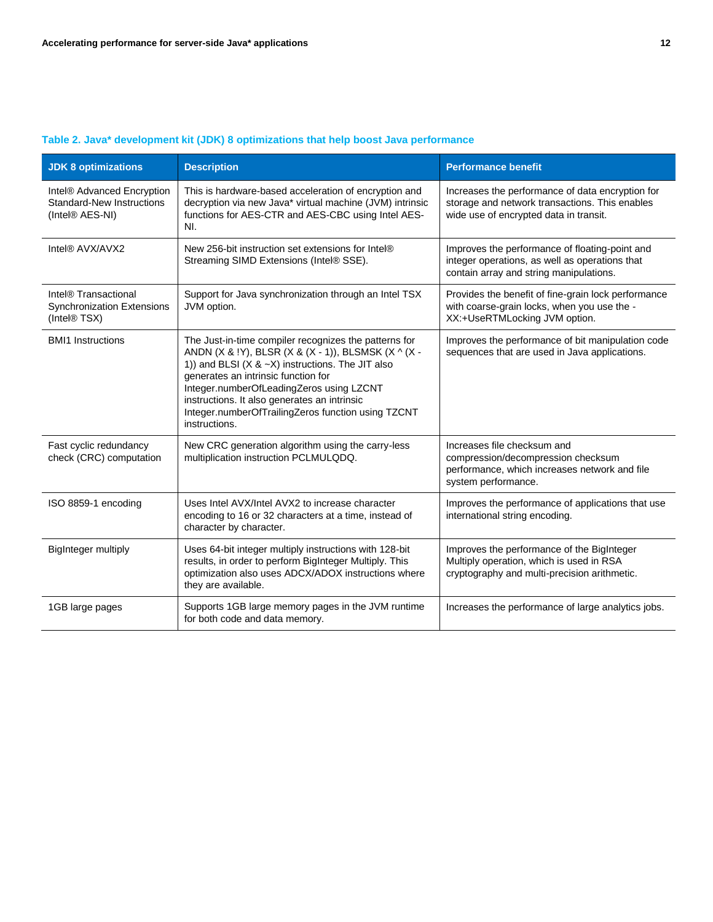**Table 2. Java* development kit (JDK) 8 optimizations that help boost Java performance**

| JDK 8 optimizations | Description | Performance benefit |
|---|---|---|
| Intel® Advanced Encryption Standard-New Instructions (Intel® AES-NI) | This is hardware-based acceleration of encryption and decryption via new Java* virtual machine (JVM) intrinsic functions for AES-CTR and AES-CBC using Intel AES-NI. | Increases the performance of data encryption for storage and network transactions. This enables wide use of encrypted data in transit. |
| Intel® AVX/AVX2 | New 256-bit instruction set extensions for Intel® Streaming SIMD Extensions (Intel® SSE). | Improves the performance of floating-point and integer operations, as well as operations that contain array and string manipulations. |
| Intel® Transactional Synchronization Extensions (Intel® TSX) | Support for Java synchronization through an Intel TSX JVM option. | Provides the benefit of fine-grain lock performance with coarse-grain locks, when you use the -XX:+UseRTMLocking JVM option. |
| BMI1 Instructions | The Just-in-time compiler recognizes the patterns for ANDN (X & !Y), BLSR (X & (X - 1)), BLSMSK (X ^ (X - 1)) and BLSI (X & ~X) instructions. The JIT also generates an intrinsic function for Integer.numberOfLeadingZeros using LZCNT instructions. It also generates an intrinsic Integer.numberOfTrailingZeros function using TZCNT instructions. | Improves the performance of bit manipulation code sequences that are used in Java applications. |
| Fast cyclic redundancy check (CRC) computation | New CRC generation algorithm using the carry-less multiplication instruction PCLMULQDQ. | Increases file checksum and compression/decompression checksum performance, which increases network and file system performance. |
| ISO 8859-1 encoding | Uses Intel AVX/Intel AVX2 to increase character encoding to 16 or 32 characters at a time, instead of character by character. | Improves the performance of applications that use international string encoding. |
| BigInteger multiply | Uses 64-bit integer multiply instructions with 128-bit results, in order to perform BigInteger Multiply. This optimization also uses ADCX/ADOX instructions where they are available. | Improves the performance of the BigInteger Multiply operation, which is used in RSA cryptography and multi-precision arithmetic. |
| 1GB large pages | Supports 1GB large memory pages in the JVM runtime for both code and data memory. | Increases the performance of large analytics jobs. |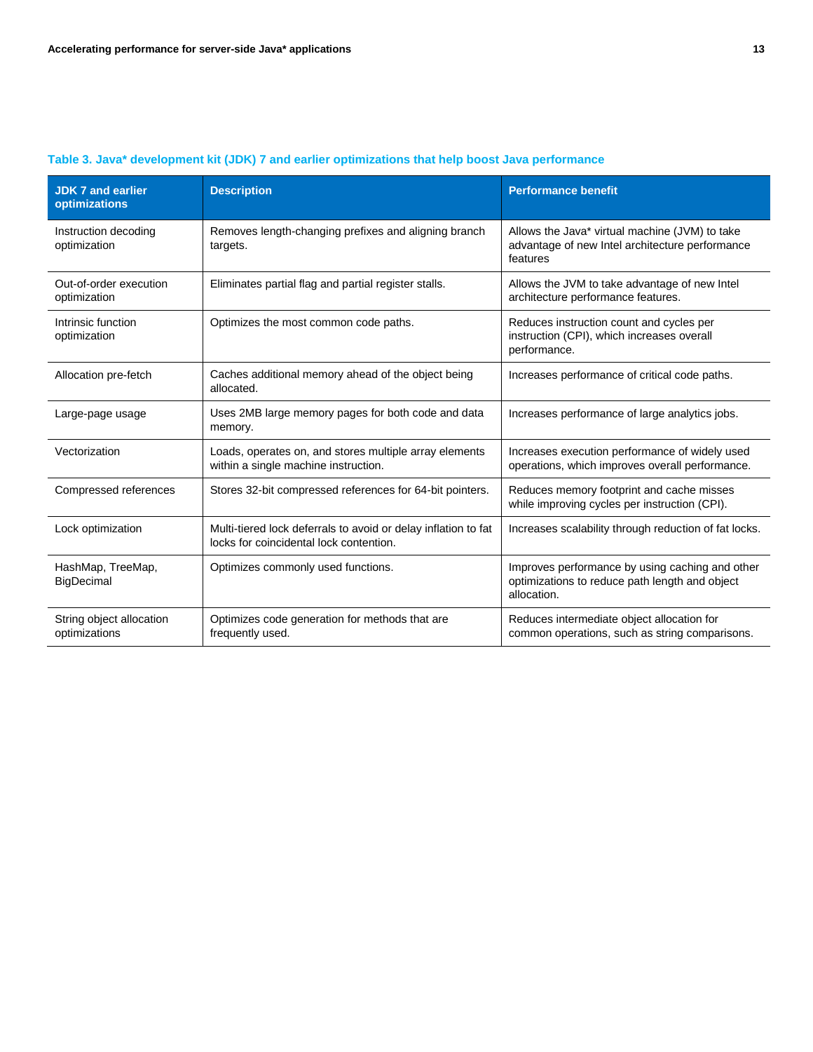**Table 3. Java* development kit (JDK) 7 and earlier optimizations that help boost Java performance**

| JDK 7 and earlier optimizations | Description | Performance benefit |
| --- | --- | --- |
| Instruction decoding optimization | Removes length-changing prefixes and aligning branch targets. | Allows the Java* virtual machine (JVM) to take advantage of new Intel architecture performance features |
| Out-of-order execution optimization | Eliminates partial flag and partial register stalls. | Allows the JVM to take advantage of new Intel architecture performance features. |
| Intrinsic function optimization | Optimizes the most common code paths. | Reduces instruction count and cycles per instruction (CPI), which increases overall performance. |
| Allocation pre-fetch | Caches additional memory ahead of the object being allocated. | Increases performance of critical code paths. |
| Large-page usage | Uses 2MB large memory pages for both code and data memory. | Increases performance of large analytics jobs. |
| Vectorization | Loads, operates on, and stores multiple array elements within a single machine instruction. | Increases execution performance of widely used operations, which improves overall performance. |
| Compressed references | Stores 32-bit compressed references for 64-bit pointers. | Reduces memory footprint and cache misses while improving cycles per instruction (CPI). |
| Lock optimization | Multi-tiered lock deferrals to avoid or delay inflation to fat locks for coincidental lock contention. | Increases scalability through reduction of fat locks. |
| HashMap, TreeMap, BigDecimal | Optimizes commonly used functions. | Improves performance by using caching and other optimizations to reduce path length and object allocation. |
| String object allocation optimizations | Optimizes code generation for methods that are frequently used. | Reduces intermediate object allocation for common operations, such as string comparisons. |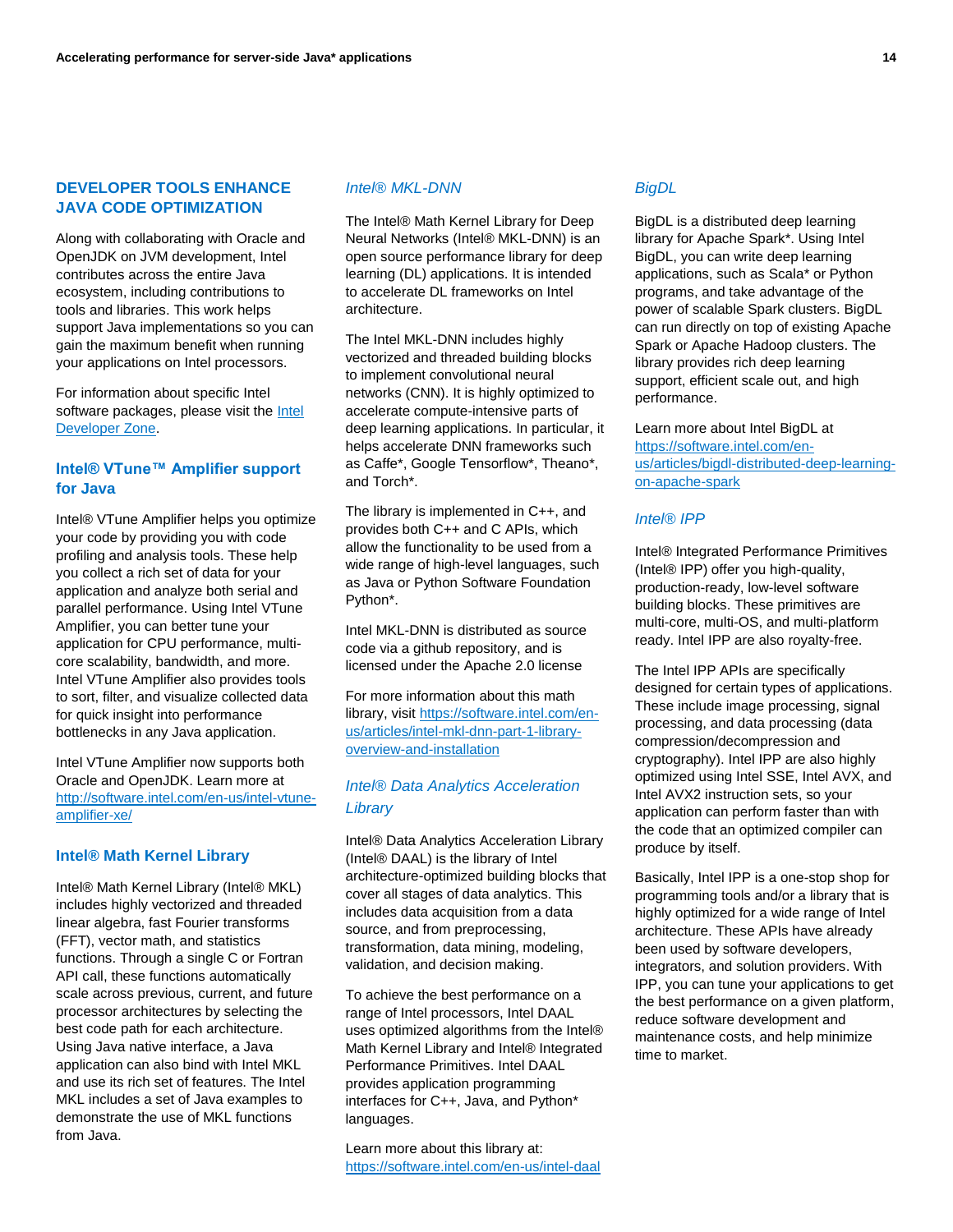## DEVELOPER TOOLS ENHANCE JAVA CODE OPTIMIZATION

Along with collaborating with Oracle and OpenJDK on JVM development, Intel contributes across the entire Java ecosystem, including contributions to tools and libraries. This work helps support Java implementations so you can gain the maximum benefit when running your applications on Intel processors.

For information about specific Intel software packages, please visit the [Intel Developer Zone](Intel Developer Zone).

### Intel® VTune™ Amplifier support for Java

Intel® VTune Amplifier helps you optimize your code by providing you with code profiling and analysis tools. These help you collect a rich set of data for your application and analyze both serial and parallel performance. Using Intel VTune Amplifier, you can better tune your application for CPU performance, multi-core scalability, bandwidth, and more. Intel VTune Amplifier also provides tools to sort, filter, and visualize collected data for quick insight into performance bottlenecks in any Java application.

Intel VTune Amplifier now supports both Oracle and OpenJDK. Learn more at http://software.intel.com/en-us/intel-vtune-amplifier-xe/

### Intel® Math Kernel Library

Intel® Math Kernel Library (Intel® MKL) includes highly vectorized and threaded linear algebra, fast Fourier transforms (FFT), vector math, and statistics functions. Through a single C or Fortran API call, these functions automatically scale across previous, current, and future processor architectures by selecting the best code path for each architecture. Using Java native interface, a Java application can also bind with Intel MKL and use its rich set of features. The Intel MKL includes a set of Java examples to demonstrate the use of MKL functions from Java.

#### *Intel® MKL-DNN*

The Intel® Math Kernel Library for Deep Neural Networks (Intel® MKL-DNN) is an open source performance library for deep learning (DL) applications. It is intended to accelerate DL frameworks on Intel architecture.

The Intel MKL-DNN includes highly vectorized and threaded building blocks to implement convolutional neural networks (CNN). It is highly optimized to accelerate compute-intensive parts of deep learning applications. In particular, it helps accelerate DNN frameworks such as Caffe*, Google Tensorflow*, Theano*, and Torch*.

The library is implemented in C++, and provides both C++ and C APIs, which allow the functionality to be used from a wide range of high-level languages, such as Java or Python Software Foundation Python*.

Intel MKL-DNN is distributed as source code via a github repository, and is licensed under the Apache 2.0 license

For more information about this math library, visit https://software.intel.com/en-us/articles/intel-mkl-dnn-part-1-library-overview-and-installation

#### *Intel® Data Analytics Acceleration Library*

Intel® Data Analytics Acceleration Library (Intel® DAAL) is the library of Intel architecture-optimized building blocks that cover all stages of data analytics. This includes data acquisition from a data source, and from preprocessing, transformation, data mining, modeling, validation, and decision making.

To achieve the best performance on a range of Intel processors, Intel DAAL uses optimized algorithms from the Intel® Math Kernel Library and Intel® Integrated Performance Primitives. Intel DAAL provides application programming interfaces for C++, Java, and Python* languages.

Learn more about this library at: https://software.intel.com/en-us/intel-daal

#### *BigDL*

BigDL is a distributed deep learning library for Apache Spark*. Using Intel BigDL, you can write deep learning applications, such as Scala* or Python programs, and take advantage of the power of scalable Spark clusters. BigDL can run directly on top of existing Apache Spark or Apache Hadoop clusters. The library provides rich deep learning support, efficient scale out, and high performance.

Learn more about Intel BigDL at https://software.intel.com/en-us/articles/bigdl-distributed-deep-learning-on-apache-spark

#### *Intel® IPP*

Intel® Integrated Performance Primitives (Intel® IPP) offer you high-quality, production-ready, low-level software building blocks. These primitives are multi-core, multi-OS, and multi-platform ready. Intel IPP are also royalty-free.

The Intel IPP APIs are specifically designed for certain types of applications. These include image processing, signal processing, and data processing (data compression/decompression and cryptography). Intel IPP are also highly optimized using Intel SSE, Intel AVX, and Intel AVX2 instruction sets, so your application can perform faster than with the code that an optimized compiler can produce by itself.

Basically, Intel IPP is a one-stop shop for programming tools and/or a library that is highly optimized for a wide range of Intel architecture. These APIs have already been used by software developers, integrators, and solution providers. With IPP, you can tune your applications to get the best performance on a given platform, reduce software development and maintenance costs, and help minimize time to market.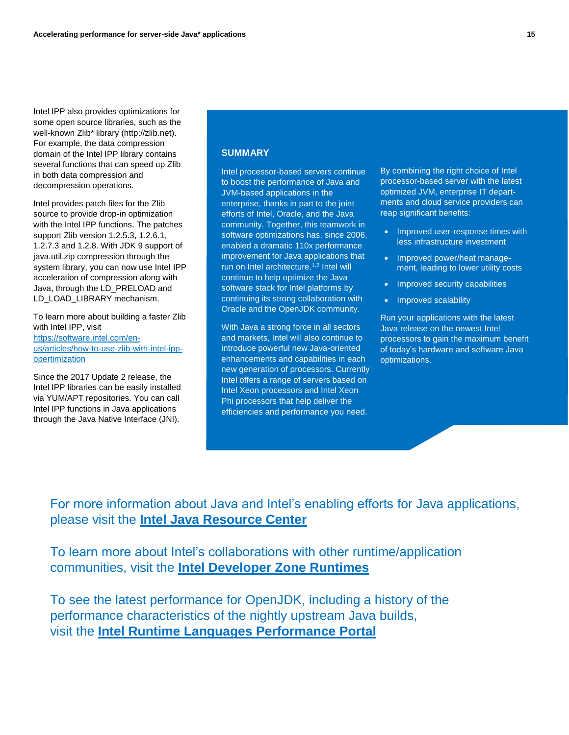Intel IPP also provides optimizations for some open source libraries, such as the well-known Zlib* library (http://zlib.net). For example, the data compression domain of the Intel IPP library contains several functions that can speed up Zlib in both data compression and decompression operations.

Intel provides patch files for the Zlib source to provide drop-in optimization with the Intel IPP functions. The patches support Zlib version 1.2.5.3, 1.2.6.1, 1.2.7.3 and 1.2.8. With JDK 9 support of java.util.zip compression through the system library, you can now use Intel IPP acceleration of compression along with Java, through the LD_PRELOAD and LD_LOAD_LIBRARY mechanism.

To learn more about building a faster Zlib with Intel IPP, visit [https://software.intel.com/en-us/articles/how-to-use-zlib-with-intel-ipp-opertimization](https://software.intel.com/en-us/articles/how-to-use-zlib-with-intel-ipp-opertimization)

Since the 2017 Update 2 release, the Intel IPP libraries can be easily installed via YUM/APT repositories. You can call Intel IPP functions in Java applications through the Java Native Interface (JNI).

## SUMMARY

Intel processor-based servers continue to boost the performance of Java and JVM-based applications in the enterprise, thanks in part to the joint efforts of Intel, Oracle, and the Java community. Together, this teamwork in software optimizations has, since 2006, enabled a dramatic 110x performance improvement for Java applications that run on Intel architecture.[1,2] Intel will continue to help optimize the Java software stack for Intel platforms by continuing its strong collaboration with Oracle and the OpenJDK community.

With Java a strong force in all sectors and markets, Intel will also continue to introduce powerful new Java-oriented enhancements and capabilities in each new generation of processors. Currently Intel offers a range of servers based on Intel Xeon processors and Intel Xeon Phi processors that help deliver the efficiencies and performance you need.

By combining the right choice of Intel processor-based server with the latest optimized JVM, enterprise IT departments and cloud service providers can reap significant benefits:

- Improved user-response times with less infrastructure investment
- Improved power/heat management, leading to lower utility costs
- Improved security capabilities
- Improved scalability

Run your applications with the latest Java release on the newest Intel processors to gain the maximum benefit of today's hardware and software Java optimizations.

For more information about Java and Intel's enabling efforts for Java applications, please visit the **Intel Java Resource Center**

To learn more about Intel's collaborations with other runtime/application communities, visit the **Intel Developer Zone Runtimes**

To see the latest performance for OpenJDK, including a history of the performance characteristics of the nightly upstream Java builds, visit the **Intel Runtime Languages Performance Portal**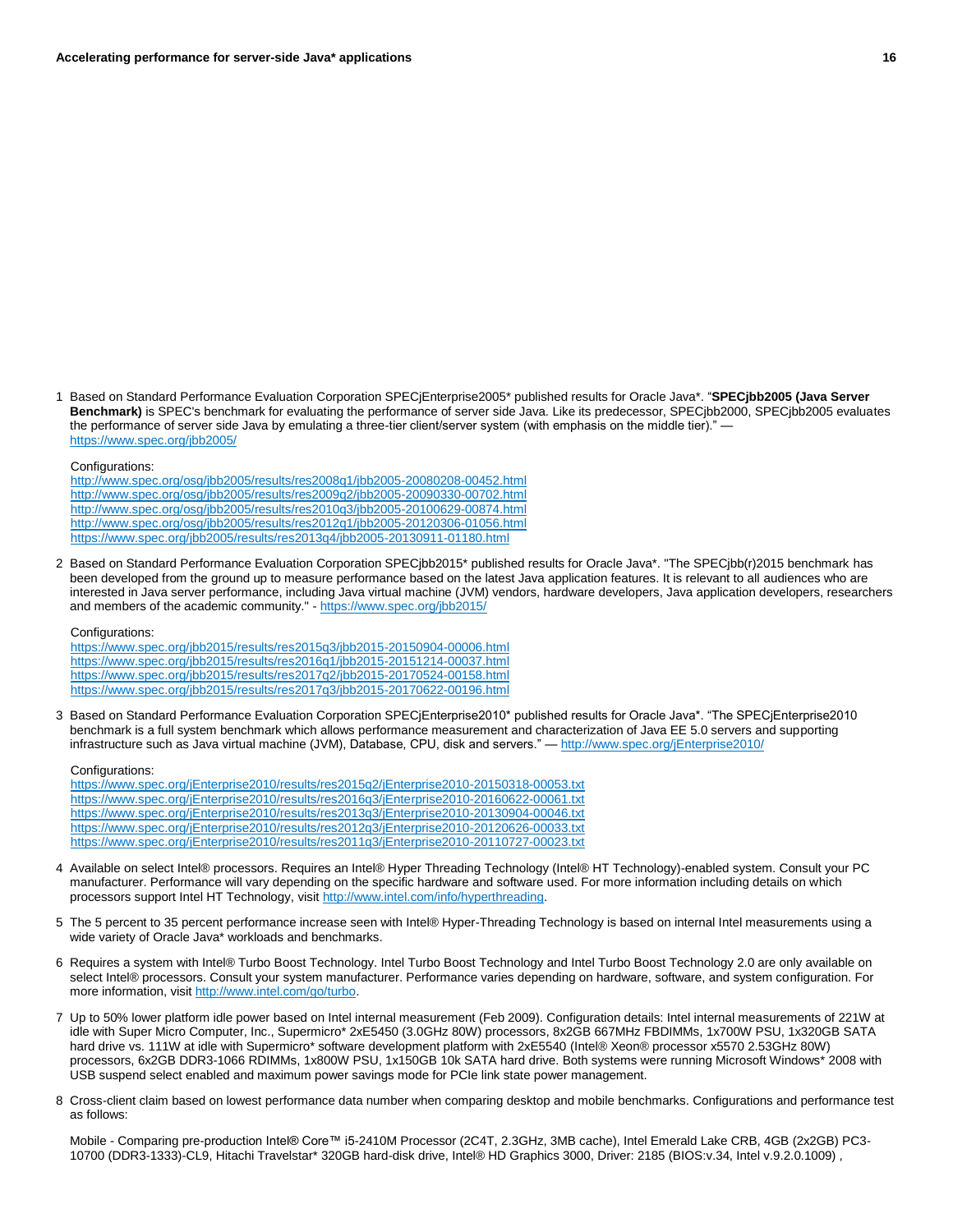1 Based on Standard Performance Evaluation Corporation SPECjEnterprise2005* published results for Oracle Java*. "**SPECjbb2005 (Java Server Benchmark)** is SPEC's benchmark for evaluating the performance of server side Java. Like its predecessor, SPECjbb2000, SPECjbb2005 evaluates the performance of server side Java by emulating a three-tier client/server system (with emphasis on the middle tier)." — https://www.spec.org/jbb2005/

Configurations:
http://www.spec.org/osg/jbb2005/results/res2008q1/jbb2005-20080208-00452.html
http://www.spec.org/osg/jbb2005/results/res2009q2/jbb2005-20090330-00702.html
http://www.spec.org/osg/jbb2005/results/res2010q3/jbb2005-20100629-00874.html
http://www.spec.org/osg/jbb2005/results/res2012q1/jbb2005-20120306-01056.html
https://www.spec.org/jbb2005/results/res2013q4/jbb2005-20130911-01180.html

2 Based on Standard Performance Evaluation Corporation SPECjbb2015* published results for Oracle Java*. "The SPECjbb(r)2015 benchmark has been developed from the ground up to measure performance based on the latest Java application features. It is relevant to all audiences who are interested in Java server performance, including Java virtual machine (JVM) vendors, hardware developers, Java application developers, researchers and members of the academic community." - https://www.spec.org/jbb2015/

Configurations:
https://www.spec.org/jbb2015/results/res2015q3/jbb2015-20150904-00006.html
https://www.spec.org/jbb2015/results/res2016q1/jbb2015-20151214-00037.html
https://www.spec.org/jbb2015/results/res2017q2/jbb2015-20170524-00158.html
https://www.spec.org/jbb2015/results/res2017q3/jbb2015-20170622-00196.html

3 Based on Standard Performance Evaluation Corporation SPECjEnterprise2010* published results for Oracle Java*. "The SPECjEnterprise2010 benchmark is a full system benchmark which allows performance measurement and characterization of Java EE 5.0 servers and supporting infrastructure such as Java virtual machine (JVM), Database, CPU, disk and servers." — http://www.spec.org/jEnterprise2010/

Configurations:
https://www.spec.org/jEnterprise2010/results/res2015q2/jEnterprise2010-20150318-00053.txt
https://www.spec.org/jEnterprise2010/results/res2016q3/jEnterprise2010-20160622-00061.txt
https://www.spec.org/jEnterprise2010/results/res2013q3/jEnterprise2010-20130904-00046.txt
https://www.spec.org/jEnterprise2010/results/res2012q3/jEnterprise2010-20120626-00033.txt
https://www.spec.org/jEnterprise2010/results/res2011q3/jEnterprise2010-20110727-00023.txt

4 Available on select Intel® processors. Requires an Intel® Hyper Threading Technology (Intel® HT Technology)-enabled system. Consult your PC manufacturer. Performance will vary depending on the specific hardware and software used. For more information including details on which processors support Intel HT Technology, visit http://www.intel.com/info/hyperthreading.

5 The 5 percent to 35 percent performance increase seen with Intel® Hyper-Threading Technology is based on internal Intel measurements using a wide variety of Oracle Java* workloads and benchmarks.

6 Requires a system with Intel® Turbo Boost Technology. Intel Turbo Boost Technology and Intel Turbo Boost Technology 2.0 are only available on select Intel® processors. Consult your system manufacturer. Performance varies depending on hardware, software, and system configuration. For more information, visit http://www.intel.com/go/turbo.

7 Up to 50% lower platform idle power based on Intel internal measurement (Feb 2009). Configuration details: Intel internal measurements of 221W at idle with Super Micro Computer, Inc., Supermicro* 2xE5450 (3.0GHz 80W) processors, 8x2GB 667MHz FBDIMMs, 1x700W PSU, 1x320GB SATA hard drive vs. 111W at idle with Supermicro* software development platform with 2xE5540 (Intel® Xeon® processor x5570 2.53GHz 80W) processors, 6x2GB DDR3-1066 RDIMMs, 1x800W PSU, 1x150GB 10k SATA hard drive. Both systems were running Microsoft Windows* 2008 with USB suspend select enabled and maximum power savings mode for PCIe link state power management.

8 Cross-client claim based on lowest performance data number when comparing desktop and mobile benchmarks. Configurations and performance test as follows:

Mobile - Comparing pre-production Intel® Core™ i5-2410M Processor (2C4T, 2.3GHz, 3MB cache), Intel Emerald Lake CRB, 4GB (2x2GB) PC3-10700 (DDR3-1333)-CL9, Hitachi Travelstar* 320GB hard-disk drive, Intel® HD Graphics 3000, Driver: 2185 (BIOS:v.34, Intel v.9.2.0.1009) ,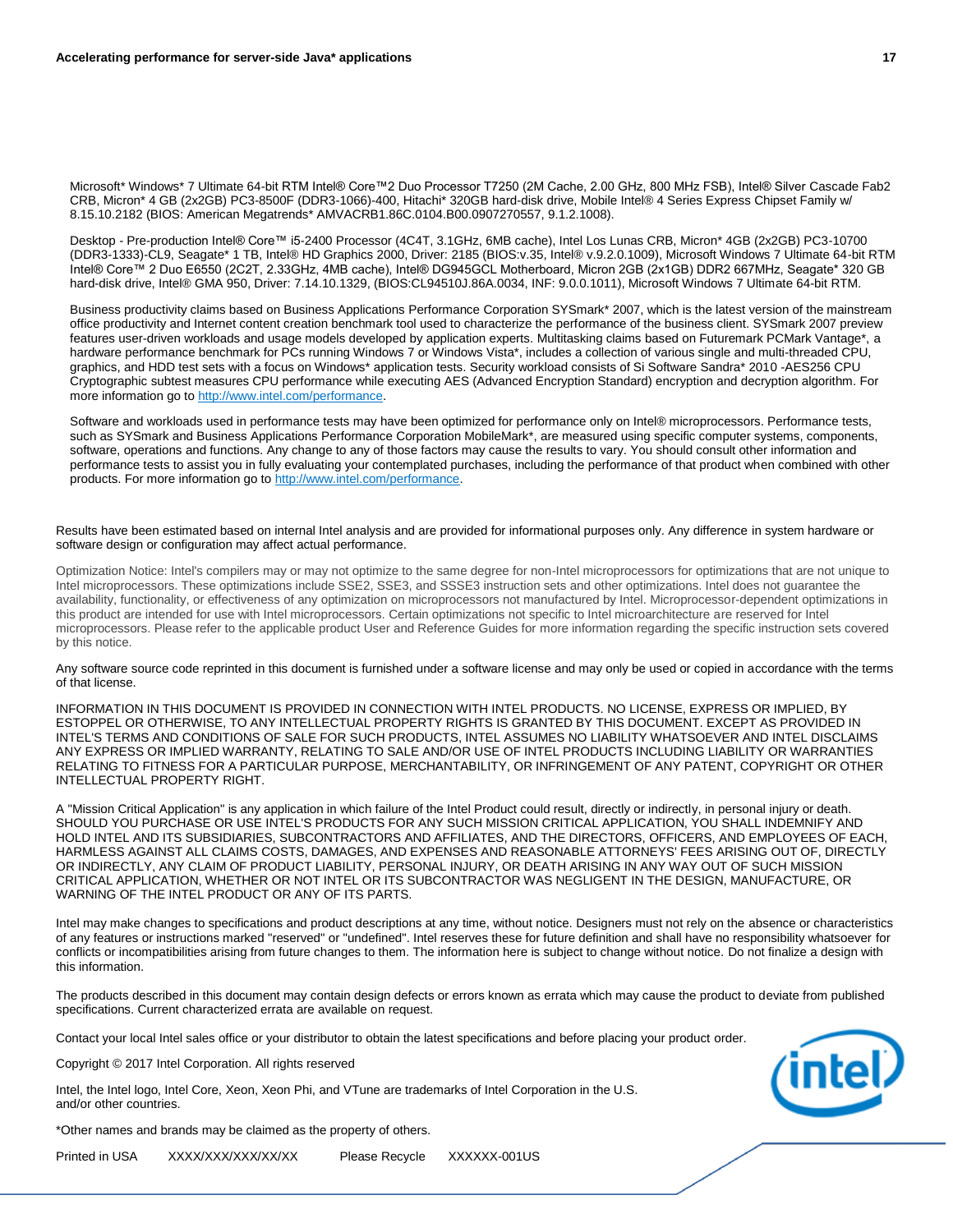Microsoft* Windows* 7 Ultimate 64-bit RTM Intel® Core™2 Duo Processor T7250 (2M Cache, 2.00 GHz, 800 MHz FSB), Intel® Silver Cascade Fab2 CRB, Micron* 4 GB (2x2GB) PC3-8500F (DDR3-1066)-400, Hitachi* 320GB hard-disk drive, Mobile Intel® 4 Series Express Chipset Family w/ 8.15.10.2182 (BIOS: American Megatrends* AMVACRB1.86C.0104.B00.0907270557, 9.1.2.1008).

Desktop - Pre-production Intel® Core™ i5-2400 Processor (4C4T, 3.1GHz, 6MB cache), Intel Los Lunas CRB, Micron* 4GB (2x2GB) PC3-10700 (DDR3-1333)-CL9, Seagate* 1 TB, Intel® HD Graphics 2000, Driver: 2185 (BIOS:v.35, Intel® v.9.2.0.1009), Microsoft Windows 7 Ultimate 64-bit RTM Intel® Core™ 2 Duo E6550 (2C2T, 2.33GHz, 4MB cache), Intel® DG945GCL Motherboard, Micron 2GB (2x1GB) DDR2 667MHz, Seagate* 320 GB hard-disk drive, Intel® GMA 950, Driver: 7.14.10.1329, (BIOS:CL94510J.86A.0034, INF: 9.0.0.1011), Microsoft Windows 7 Ultimate 64-bit RTM.

Business productivity claims based on Business Applications Performance Corporation SYSmark* 2007, which is the latest version of the mainstream office productivity and Internet content creation benchmark tool used to characterize the performance of the business client. SYSmark 2007 preview features user-driven workloads and usage models developed by application experts. Multitasking claims based on Futuremark PCMark Vantage*, a hardware performance benchmark for PCs running Windows 7 or Windows Vista*, includes a collection of various single and multi-threaded CPU, graphics, and HDD test sets with a focus on Windows* application tests. Security workload consists of Si Software Sandra* 2010 -AES256 CPU Cryptographic subtest measures CPU performance while executing AES (Advanced Encryption Standard) encryption and decryption algorithm. For more information go to http://www.intel.com/performance.

Software and workloads used in performance tests may have been optimized for performance only on Intel® microprocessors. Performance tests, such as SYSmark and Business Applications Performance Corporation MobileMark*, are measured using specific computer systems, components, software, operations and functions. Any change to any of those factors may cause the results to vary. You should consult other information and performance tests to assist you in fully evaluating your contemplated purchases, including the performance of that product when combined with other products. For more information go to http://www.intel.com/performance.

Results have been estimated based on internal Intel analysis and are provided for informational purposes only. Any difference in system hardware or software design or configuration may affect actual performance.

Optimization Notice: Intel's compilers may or may not optimize to the same degree for non-Intel microprocessors for optimizations that are not unique to Intel microprocessors. These optimizations include SSE2, SSE3, and SSSE3 instruction sets and other optimizations. Intel does not guarantee the availability, functionality, or effectiveness of any optimization on microprocessors not manufactured by Intel. Microprocessor-dependent optimizations in this product are intended for use with Intel microprocessors. Certain optimizations not specific to Intel microarchitecture are reserved for Intel microprocessors. Please refer to the applicable product User and Reference Guides for more information regarding the specific instruction sets covered by this notice.

Any software source code reprinted in this document is furnished under a software license and may only be used or copied in accordance with the terms of that license.

INFORMATION IN THIS DOCUMENT IS PROVIDED IN CONNECTION WITH INTEL PRODUCTS. NO LICENSE, EXPRESS OR IMPLIED, BY ESTOPPEL OR OTHERWISE, TO ANY INTELLECTUAL PROPERTY RIGHTS IS GRANTED BY THIS DOCUMENT. EXCEPT AS PROVIDED IN INTEL'S TERMS AND CONDITIONS OF SALE FOR SUCH PRODUCTS, INTEL ASSUMES NO LIABILITY WHATSOEVER AND INTEL DISCLAIMS ANY EXPRESS OR IMPLIED WARRANTY, RELATING TO SALE AND/OR USE OF INTEL PRODUCTS INCLUDING LIABILITY OR WARRANTIES RELATING TO FITNESS FOR A PARTICULAR PURPOSE, MERCHANTABILITY, OR INFRINGEMENT OF ANY PATENT, COPYRIGHT OR OTHER INTELLECTUAL PROPERTY RIGHT.

A "Mission Critical Application" is any application in which failure of the Intel Product could result, directly or indirectly, in personal injury or death. SHOULD YOU PURCHASE OR USE INTEL'S PRODUCTS FOR ANY SUCH MISSION CRITICAL APPLICATION, YOU SHALL INDEMNIFY AND HOLD INTEL AND ITS SUBSIDIARIES, SUBCONTRACTORS AND AFFILIATES, AND THE DIRECTORS, OFFICERS, AND EMPLOYEES OF EACH, HARMLESS AGAINST ALL CLAIMS COSTS, DAMAGES, AND EXPENSES AND REASONABLE ATTORNEYS' FEES ARISING OUT OF, DIRECTLY OR INDIRECTLY, ANY CLAIM OF PRODUCT LIABILITY, PERSONAL INJURY, OR DEATH ARISING IN ANY WAY OUT OF SUCH MISSION CRITICAL APPLICATION, WHETHER OR NOT INTEL OR ITS SUBCONTRACTOR WAS NEGLIGENT IN THE DESIGN, MANUFACTURE, OR WARNING OF THE INTEL PRODUCT OR ANY OF ITS PARTS.

Intel may make changes to specifications and product descriptions at any time, without notice. Designers must not rely on the absence or characteristics of any features or instructions marked "reserved" or "undefined". Intel reserves these for future definition and shall have no responsibility whatsoever for conflicts or incompatibilities arising from future changes to them. The information here is subject to change without notice. Do not finalize a design with this information.

The products described in this document may contain design defects or errors known as errata which may cause the product to deviate from published specifications. Current characterized errata are available on request.

Contact your local Intel sales office or your distributor to obtain the latest specifications and before placing your product order.

Copyright © 2017 Intel Corporation. All rights reserved

Intel, the Intel logo, Intel Core, Xeon, Xeon Phi, and VTune are trademarks of Intel Corporation in the U.S. and/or other countries.

*Other names and brands may be claimed as the property of others.

Printed in USA XXXX/XXX/XXX/XX/XX Please Recycle XXXXXX-001US